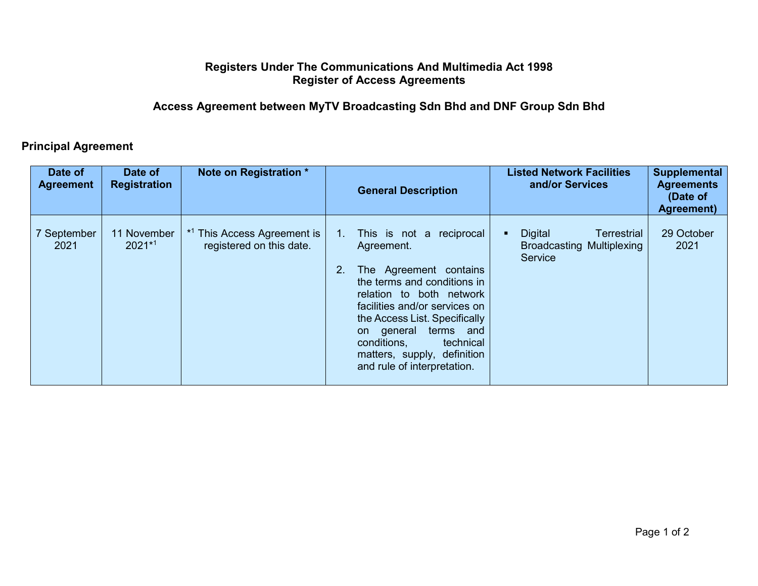# Registers Under The Communications And Multimedia Act 1998
# Register of Access Agreements

## Access Agreement between MyTV Broadcasting Sdn Bhd and DNF Group Sdn Bhd

### Principal Agreement

| Date of Agreement | Date of Registration | Note on Registration * | General Description | Listed Network Facilities and/or Services | Supplemental Agreements (Date of Agreement) |
|---|---|---|---|---|---|
| 7 September 2021 | 11 November 2021*[1] | *[1] This Access Agreement is registered on this date. | 1. This is not a reciprocal Agreement.<br><br>2. The Agreement contains the terms and conditions in relation to both network facilities and/or services on the Access List. Specifically on general terms and conditions, technical matters, supply, definition and rule of interpretation. | ▪ Digital Terrestrial Broadcasting Multiplexing Service | 29 October 2021 |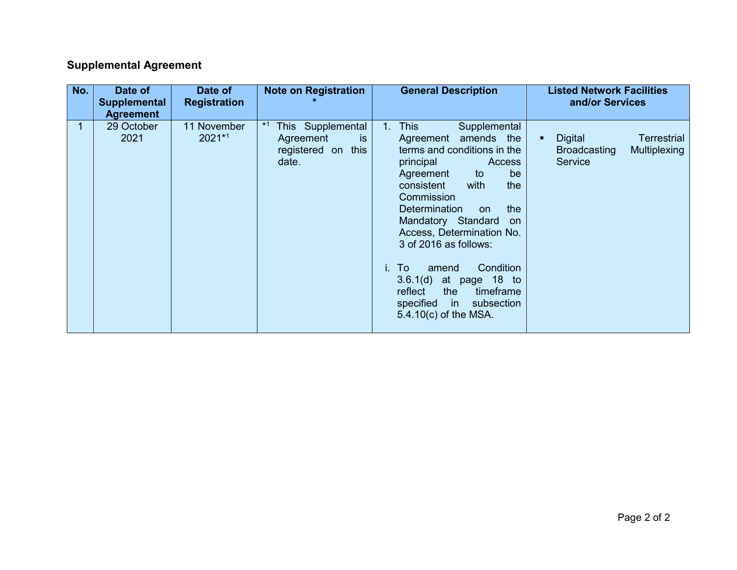## Supplemental Agreement

| No. | Date of Supplemental Agreement | Date of Registration | Note on Registration * | General Description | Listed Network Facilities and/or Services |
|---|---|---|---|---|---|
| 1 | 29 October 2021 | 11 November 2021*[1] | *[1] This Supplemental Agreement is registered on this date. | 1. This Supplemental Agreement amends the terms and conditions in the principal Access Agreement to be consistent with the Commission Determination on the Mandatory Standard on Access, Determination No. 3 of 2016 as follows:<br><br>i. To amend Condition 3.6.1(d) at page 18 to reflect the timeframe specified in subsection 5.4.10(c) of the MSA. | ▪ Digital Terrestrial Broadcasting Multiplexing Service |